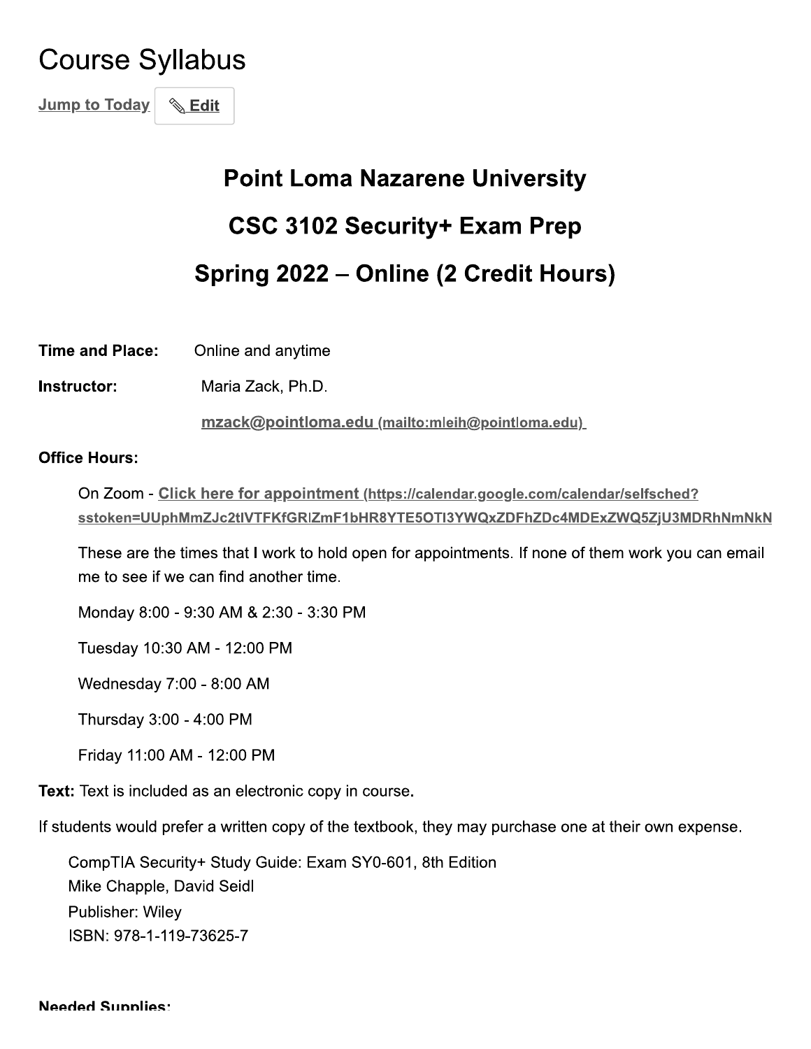# Course Syllabus

Jump to Today | ✎ Edit

## Point Loma Nazarene University

## CSC 3102 Security+ Exam Prep

## Spring 2022 – Online (2 Credit Hours)

**Time and Place:** Online and anytime

**Instructor:** Maria Zack, Ph.D.

mzack@pointloma.edu (mailto:mleih@pointloma.edu)

**Office Hours:**

On Zoom - Click here for appointment (https://calendar.google.com/calendar/selfsched?sstoken=UUphMmZJc2tlVTFKfGRlZmF1bHR8YTE5OTI3YWQxZDFhZDc4MDExZWQ5ZjU3MDRhNmNkN

These are the times that I work to hold open for appointments. If none of them work you can email me to see if we can find another time.

Monday 8:00 - 9:30 AM & 2:30 - 3:30 PM

Tuesday 10:30 AM - 12:00 PM

Wednesday 7:00 - 8:00 AM

Thursday 3:00 - 4:00 PM

Friday 11:00 AM - 12:00 PM

**Text:** Text is included as an electronic copy in course.

If students would prefer a written copy of the textbook, they may purchase one at their own expense.

CompTIA Security+ Study Guide: Exam SY0-601, 8th Edition
Mike Chapple, David Seidl
Publisher: Wiley
ISBN: 978-1-119-73625-7

**Needed Supplies:**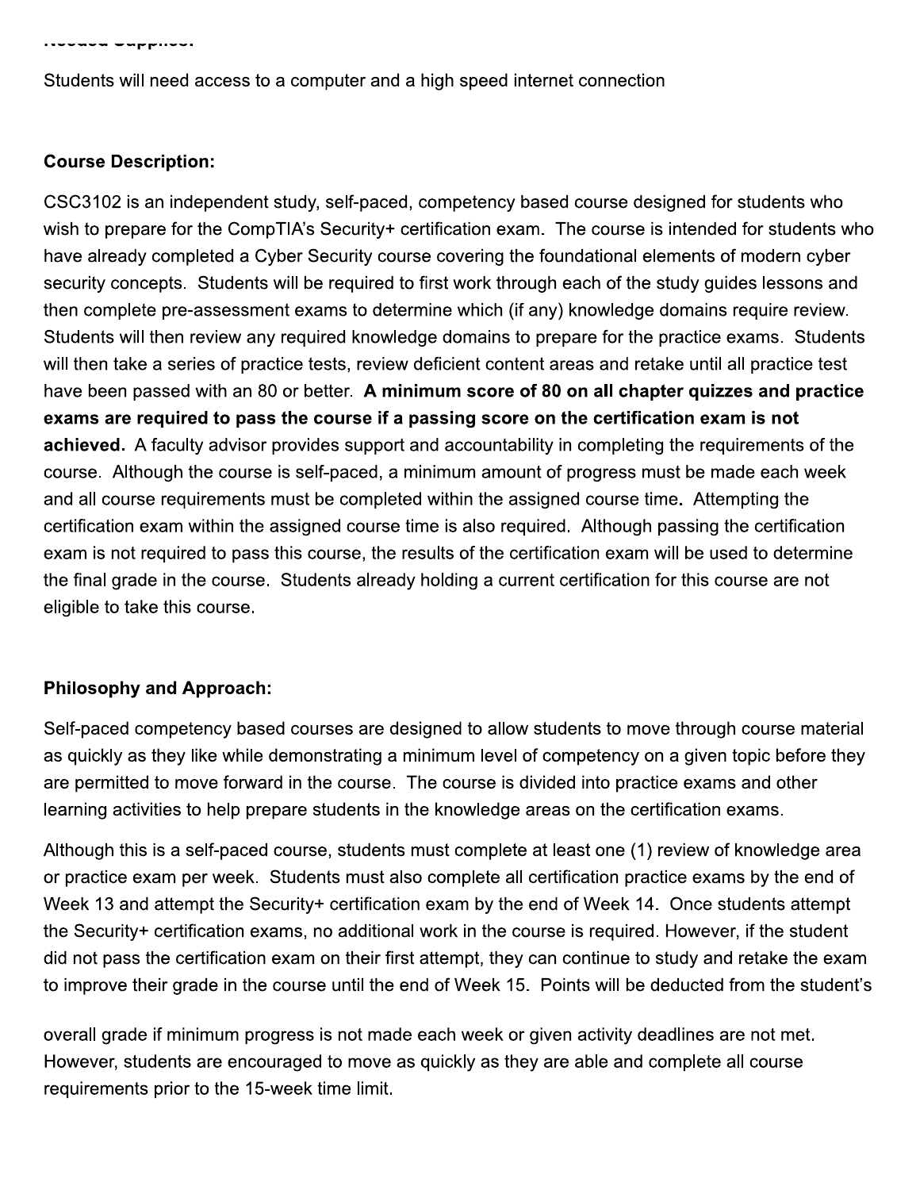**Needed Supplies:**

Students will need access to a computer and a high speed internet connection

**Course Description:**

CSC3102 is an independent study, self-paced, competency based course designed for students who wish to prepare for the CompTIA's Security+ certification exam. The course is intended for students who have already completed a Cyber Security course covering the foundational elements of modern cyber security concepts. Students will be required to first work through each of the study guides lessons and then complete pre-assessment exams to determine which (if any) knowledge domains require review. Students will then review any required knowledge domains to prepare for the practice exams. Students will then take a series of practice tests, review deficient content areas and retake until all practice test have been passed with an 80 or better. **A minimum score of 80 on all chapter quizzes and practice exams are required to pass the course if a passing score on the certification exam is not achieved.** A faculty advisor provides support and accountability in completing the requirements of the course. Although the course is self-paced, a minimum amount of progress must be made each week and all course requirements must be completed within the assigned course time**.** Attempting the certification exam within the assigned course time is also required. Although passing the certification exam is not required to pass this course, the results of the certification exam will be used to determine the final grade in the course. Students already holding a current certification for this course are not eligible to take this course.

**Philosophy and Approach:**

Self-paced competency based courses are designed to allow students to move through course material as quickly as they like while demonstrating a minimum level of competency on a given topic before they are permitted to move forward in the course. The course is divided into practice exams and other learning activities to help prepare students in the knowledge areas on the certification exams.

Although this is a self-paced course, students must complete at least one (1) review of knowledge area or practice exam per week. Students must also complete all certification practice exams by the end of Week 13 and attempt the Security+ certification exam by the end of Week 14. Once students attempt the Security+ certification exams, no additional work in the course is required. However, if the student did not pass the certification exam on their first attempt, they can continue to study and retake the exam to improve their grade in the course until the end of Week 15. Points will be deducted from the student's overall grade if minimum progress is not made each week or given activity deadlines are not met. However, students are encouraged to move as quickly as they are able and complete all course requirements prior to the 15-week time limit.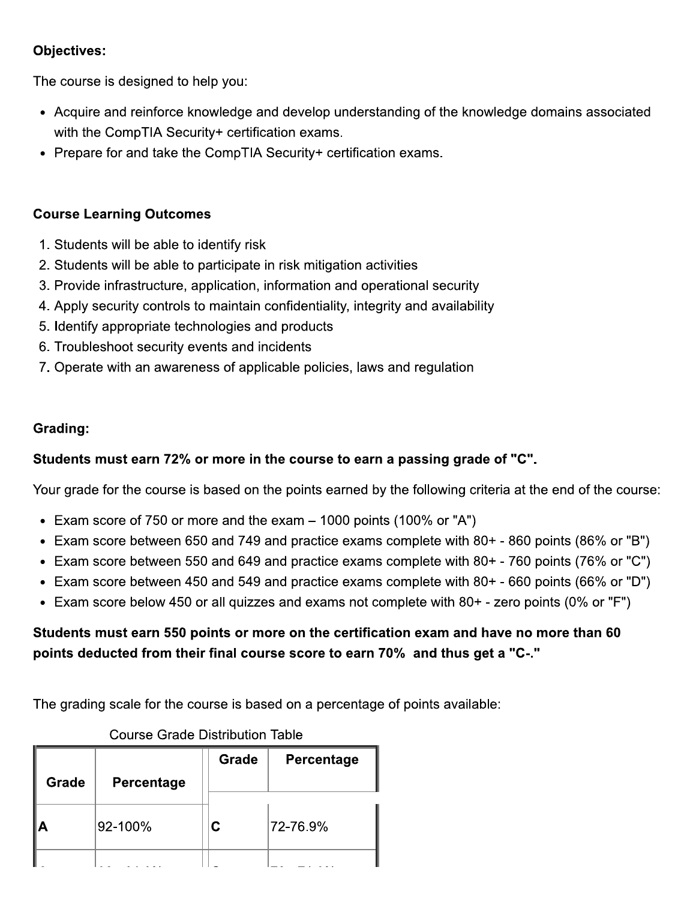**Objectives:**

The course is designed to help you:

- Acquire and reinforce knowledge and develop understanding of the knowledge domains associated with the CompTIA Security+ certification exams.
- Prepare for and take the CompTIA Security+ certification exams.

**Course Learning Outcomes**

1. Students will be able to identify risk
2. Students will be able to participate in risk mitigation activities
3. Provide infrastructure, application, information and operational security
4. Apply security controls to maintain confidentiality, integrity and availability
5. Identify appropriate technologies and products
6. Troubleshoot security events and incidents
7. Operate with an awareness of applicable policies, laws and regulation

**Grading:**

**Students must earn 72% or more in the course to earn a passing grade of "C".**

Your grade for the course is based on the points earned by the following criteria at the end of the course:

- Exam score of 750 or more and the exam – 1000 points (100% or "A")
- Exam score between 650 and 749 and practice exams complete with 80+ - 860 points (86% or "B")
- Exam score between 550 and 649 and practice exams complete with 80+ - 760 points (76% or "C")
- Exam score between 450 and 549 and practice exams complete with 80+ - 660 points (66% or "D")
- Exam score below 450 or all quizzes and exams not complete with 80+ - zero points (0% or "F")

**Students must earn 550 points or more on the certification exam and have no more than 60 points deducted from their final course score to earn 70% and thus get a "C-."**

The grading scale for the course is based on a percentage of points available:

Course Grade Distribution Table

| Grade | Percentage | Grade | Percentage |
|---|---|---|---|
| A | 92-100% | C | 72-76.9% |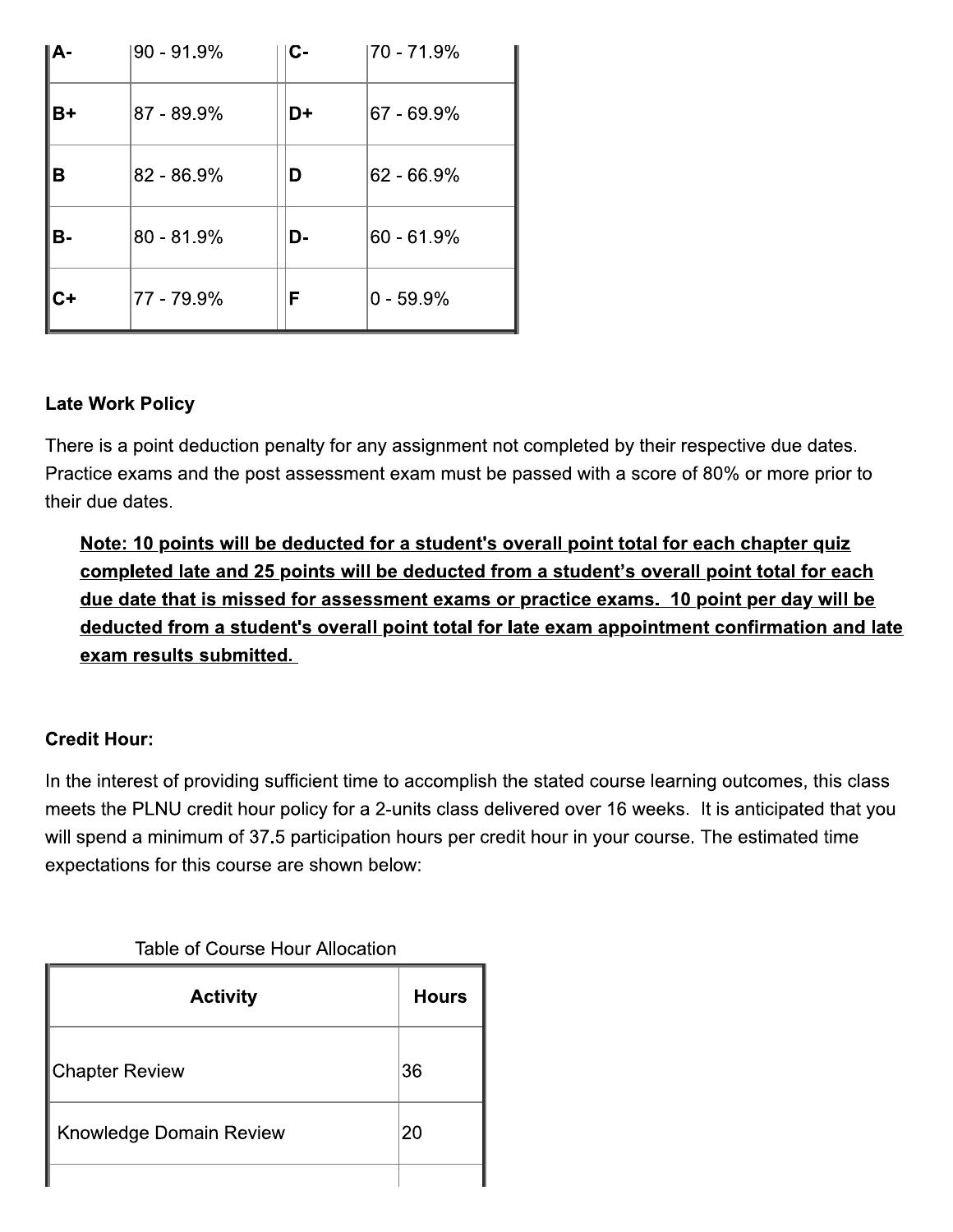| A- | 90 - 91.9% | C- | 70 - 71.9% |
|---|---|---|---|
| B+ | 87 - 89.9% | D+ | 67 - 69.9% |
| B | 82 - 86.9% | D | 62 - 66.9% |
| B- | 80 - 81.9% | D- | 60 - 61.9% |
| C+ | 77 - 79.9% | F | 0 - 59.9% |

**Late Work Policy**

There is a point deduction penalty for any assignment not completed by their respective due dates. Practice exams and the post assessment exam must be passed with a score of 80% or more prior to their due dates.

> **Note: 10 points will be deducted for a student's overall point total for each chapter quiz completed late and 25 points will be deducted from a student's overall point total for each due date that is missed for assessment exams or practice exams. 10 point per day will be deducted from a student's overall point total for late exam appointment confirmation and late exam results submitted.**

**Credit Hour:**

In the interest of providing sufficient time to accomplish the stated course learning outcomes, this class meets the PLNU credit hour policy for a 2-units class delivered over 16 weeks. It is anticipated that you will spend a minimum of 37.5 participation hours per credit hour in your course. The estimated time expectations for this course are shown below:

Table of Course Hour Allocation

| Activity | Hours |
|---|---|
| Chapter Review | 36 |
| Knowledge Domain Review | 20 |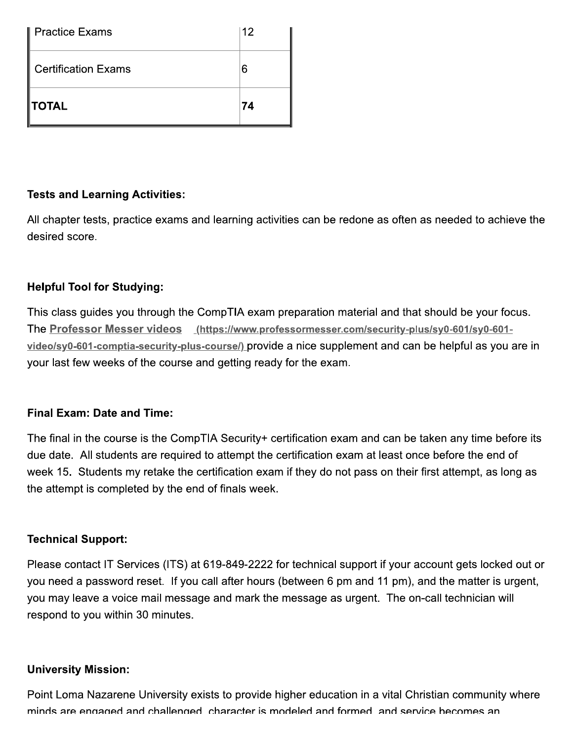| | |
|---|---|
| Practice Exams | 12 |
| Certification Exams | 6 |
| **TOTAL** | **74** |

**Tests and Learning Activities:**

All chapter tests, practice exams and learning activities can be redone as often as needed to achieve the desired score.

**Helpful Tool for Studying:**

This class guides you through the CompTIA exam preparation material and that should be your focus. The **Professor Messer videos** (https://www.professormesser.com/security-plus/sy0-601/sy0-601-video/sy0-601-comptia-security-plus-course/) provide a nice supplement and can be helpful as you are in your last few weeks of the course and getting ready for the exam.

**Final Exam: Date and Time:**

The final in the course is the CompTIA Security+ certification exam and can be taken any time before its due date. All students are required to attempt the certification exam at least once before the end of week 15. Students my retake the certification exam if they do not pass on their first attempt, as long as the attempt is completed by the end of finals week.

**Technical Support:**

Please contact IT Services (ITS) at 619-849-2222 for technical support if your account gets locked out or you need a password reset. If you call after hours (between 6 pm and 11 pm), and the matter is urgent, you may leave a voice mail message and mark the message as urgent. The on-call technician will respond to you within 30 minutes.

**University Mission:**

Point Loma Nazarene University exists to provide higher education in a vital Christian community where minds are engaged and challenged, character is modeled and formed, and service becomes an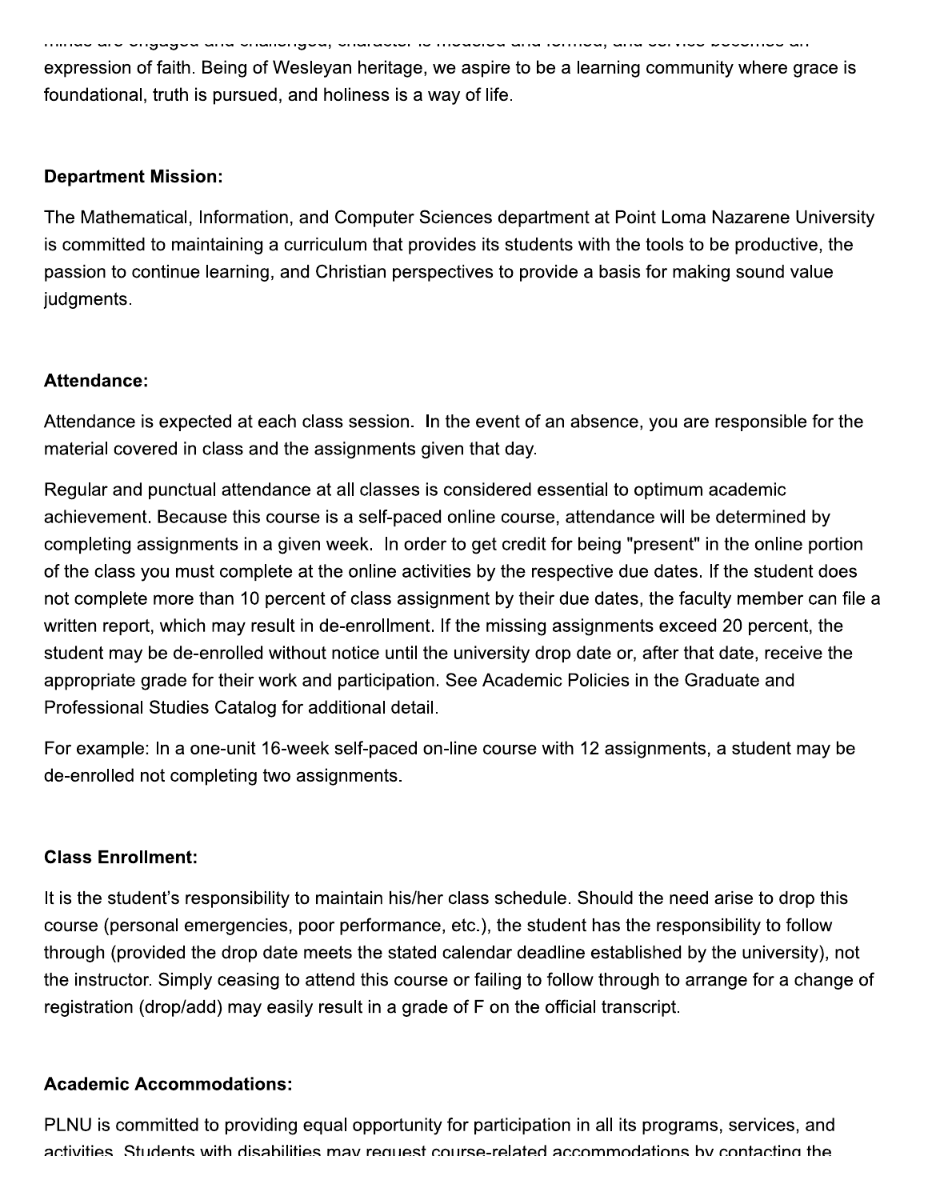expression of faith. Being of Wesleyan heritage, we aspire to be a learning community where grace is foundational, truth is pursued, and holiness is a way of life.

**Department Mission:**

The Mathematical, Information, and Computer Sciences department at Point Loma Nazarene University is committed to maintaining a curriculum that provides its students with the tools to be productive, the passion to continue learning, and Christian perspectives to provide a basis for making sound value judgments.

**Attendance:**

Attendance is expected at each class session. In the event of an absence, you are responsible for the material covered in class and the assignments given that day.

Regular and punctual attendance at all classes is considered essential to optimum academic achievement. Because this course is a self-paced online course, attendance will be determined by completing assignments in a given week. In order to get credit for being "present" in the online portion of the class you must complete at the online activities by the respective due dates. If the student does not complete more than 10 percent of class assignment by their due dates, the faculty member can file a written report, which may result in de-enrollment. If the missing assignments exceed 20 percent, the student may be de-enrolled without notice until the university drop date or, after that date, receive the appropriate grade for their work and participation. See Academic Policies in the Graduate and Professional Studies Catalog for additional detail.

For example: In a one-unit 16-week self-paced on-line course with 12 assignments, a student may be de-enrolled not completing two assignments.

**Class Enrollment:**

It is the student's responsibility to maintain his/her class schedule. Should the need arise to drop this course (personal emergencies, poor performance, etc.), the student has the responsibility to follow through (provided the drop date meets the stated calendar deadline established by the university), not the instructor. Simply ceasing to attend this course or failing to follow through to arrange for a change of registration (drop/add) may easily result in a grade of F on the official transcript.

**Academic Accommodations:**

PLNU is committed to providing equal opportunity for participation in all its programs, services, and activities. Students with disabilities may request course-related accommodations by contacting the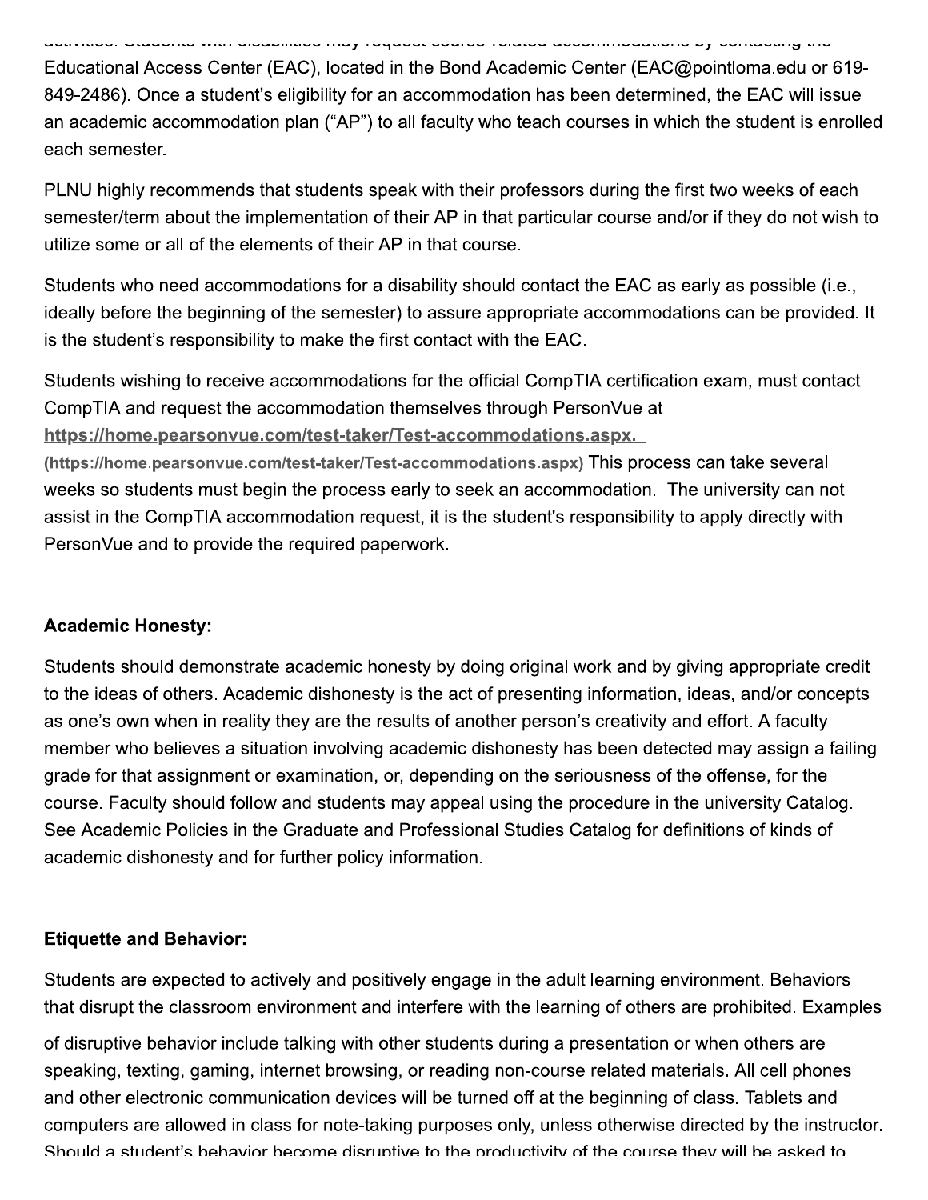activities. Students with disabilities may request course-related accommodations by contacting the Educational Access Center (EAC), located in the Bond Academic Center (EAC@pointloma.edu or 619-849-2486). Once a student's eligibility for an accommodation has been determined, the EAC will issue an academic accommodation plan ("AP") to all faculty who teach courses in which the student is enrolled each semester.

PLNU highly recommends that students speak with their professors during the first two weeks of each semester/term about the implementation of their AP in that particular course and/or if they do not wish to utilize some or all of the elements of their AP in that course.

Students who need accommodations for a disability should contact the EAC as early as possible (i.e., ideally before the beginning of the semester) to assure appropriate accommodations can be provided. It is the student's responsibility to make the first contact with the EAC.

Students wishing to receive accommodations for the official CompTIA certification exam, must contact CompTIA and request the accommodation themselves through PersonVue at **https://home.pearsonvue.com/test-taker/Test-accommodations.aspx.** (https://home.pearsonvue.com/test-taker/Test-accommodations.aspx) This process can take several weeks so students must begin the process early to seek an accommodation. The university can not assist in the CompTIA accommodation request, it is the student's responsibility to apply directly with PersonVue and to provide the required paperwork.

**Academic Honesty:**

Students should demonstrate academic honesty by doing original work and by giving appropriate credit to the ideas of others. Academic dishonesty is the act of presenting information, ideas, and/or concepts as one's own when in reality they are the results of another person's creativity and effort. A faculty member who believes a situation involving academic dishonesty has been detected may assign a failing grade for that assignment or examination, or, depending on the seriousness of the offense, for the course. Faculty should follow and students may appeal using the procedure in the university Catalog. See Academic Policies in the Graduate and Professional Studies Catalog for definitions of kinds of academic dishonesty and for further policy information.

**Etiquette and Behavior:**

Students are expected to actively and positively engage in the adult learning environment. Behaviors that disrupt the classroom environment and interfere with the learning of others are prohibited. Examples of disruptive behavior include talking with other students during a presentation or when others are speaking, texting, gaming, internet browsing, or reading non-course related materials. All cell phones and other electronic communication devices will be turned off at the beginning of class. Tablets and computers are allowed in class for note-taking purposes only, unless otherwise directed by the instructor. Should a student's behavior become disruptive to the productivity of the course they will be asked to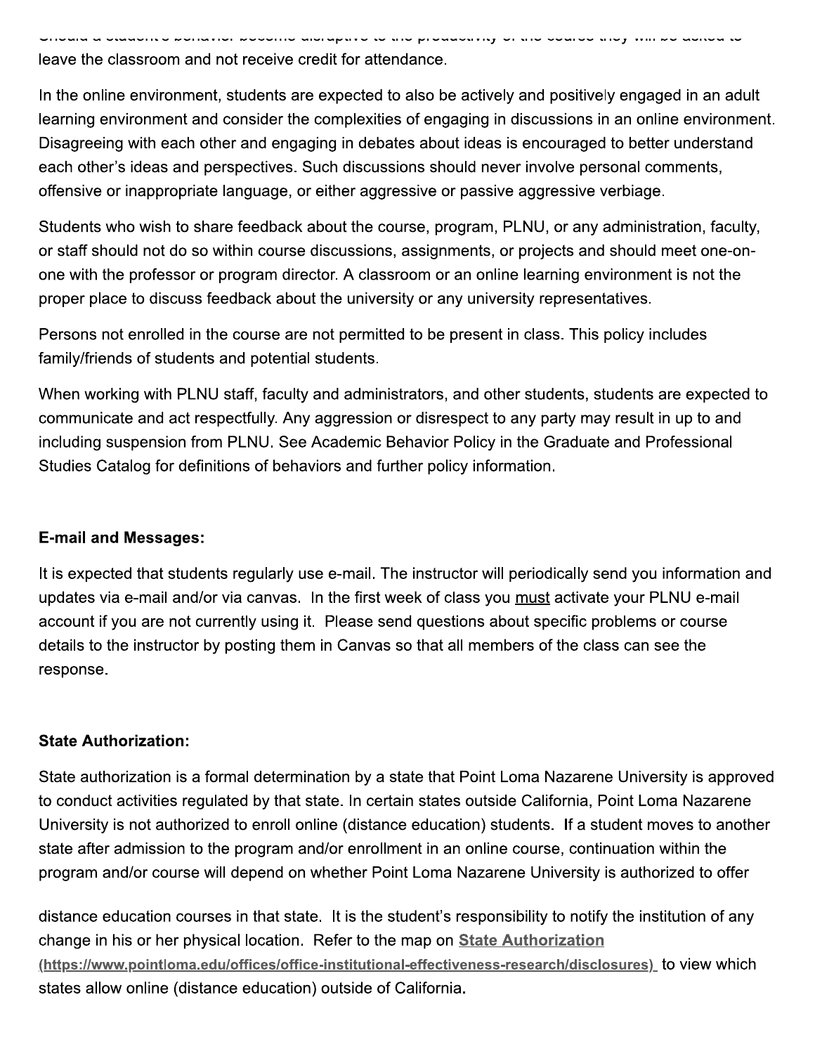Should a student's behavior become disruptive to the productivity of the course they will be asked to leave the classroom and not receive credit for attendance.

In the online environment, students are expected to also be actively and positively engaged in an adult learning environment and consider the complexities of engaging in discussions in an online environment. Disagreeing with each other and engaging in debates about ideas is encouraged to better understand each other's ideas and perspectives. Such discussions should never involve personal comments, offensive or inappropriate language, or either aggressive or passive aggressive verbiage.

Students who wish to share feedback about the course, program, PLNU, or any administration, faculty, or staff should not do so within course discussions, assignments, or projects and should meet one-on-one with the professor or program director. A classroom or an online learning environment is not the proper place to discuss feedback about the university or any university representatives.

Persons not enrolled in the course are not permitted to be present in class. This policy includes family/friends of students and potential students.

When working with PLNU staff, faculty and administrators, and other students, students are expected to communicate and act respectfully. Any aggression or disrespect to any party may result in up to and including suspension from PLNU. See Academic Behavior Policy in the Graduate and Professional Studies Catalog for definitions of behaviors and further policy information.

**E-mail and Messages:**

It is expected that students regularly use e-mail. The instructor will periodically send you information and updates via e-mail and/or via canvas. In the first week of class you <u>must</u> activate your PLNU e-mail account if you are not currently using it. Please send questions about specific problems or course details to the instructor by posting them in Canvas so that all members of the class can see the response.

**State Authorization:**

State authorization is a formal determination by a state that Point Loma Nazarene University is approved to conduct activities regulated by that state. In certain states outside California, Point Loma Nazarene University is not authorized to enroll online (distance education) students. If a student moves to another state after admission to the program and/or enrollment in an online course, continuation within the program and/or course will depend on whether Point Loma Nazarene University is authorized to offer distance education courses in that state. It is the student's responsibility to notify the institution of any change in his or her physical location. Refer to the map on [State Authorization (https://www.pointloma.edu/offices/office-institutional-effectiveness-research/disclosures)](https://www.pointloma.edu/offices/office-institutional-effectiveness-research/disclosures) to view which states allow online (distance education) outside of California.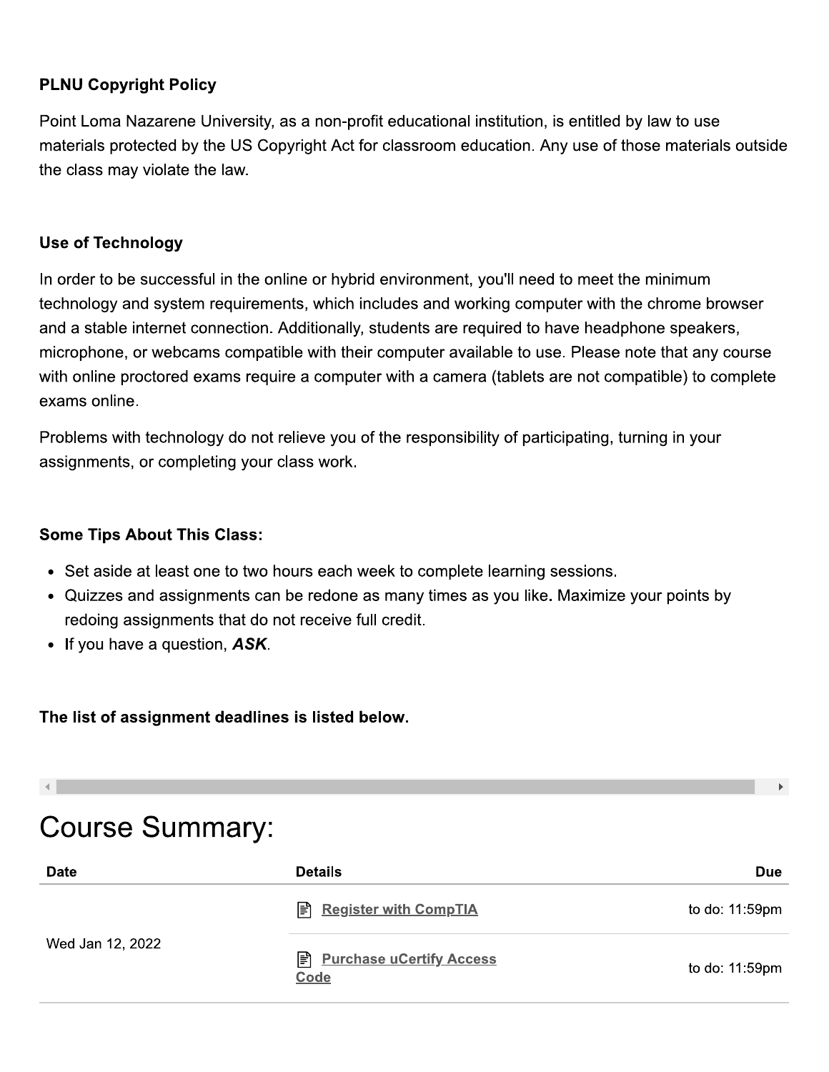**PLNU Copyright Policy**

Point Loma Nazarene University, as a non-profit educational institution, is entitled by law to use materials protected by the US Copyright Act for classroom education. Any use of those materials outside the class may violate the law.

**Use of Technology**

In order to be successful in the online or hybrid environment, you'll need to meet the minimum technology and system requirements, which includes and working computer with the chrome browser and a stable internet connection. Additionally, students are required to have headphone speakers, microphone, or webcams compatible with their computer available to use. Please note that any course with online proctored exams require a computer with a camera (tablets are not compatible) to complete exams online.

Problems with technology do not relieve you of the responsibility of participating, turning in your assignments, or completing your class work.

**Some Tips About This Class:**

- Set aside at least one to two hours each week to complete learning sessions.
- Quizzes and assignments can be redone as many times as you like**.** Maximize your points by redoing assignments that do not receive full credit.
- If you have a question, ***ASK***.

**The list of assignment deadlines is listed below.**

# Course Summary:

| Date | Details | Due |
|---|---|---|
| Wed Jan 12, 2022 | Register with CompTIA | to do: 11:59pm |
| | Purchase uCertify Access Code | to do: 11:59pm |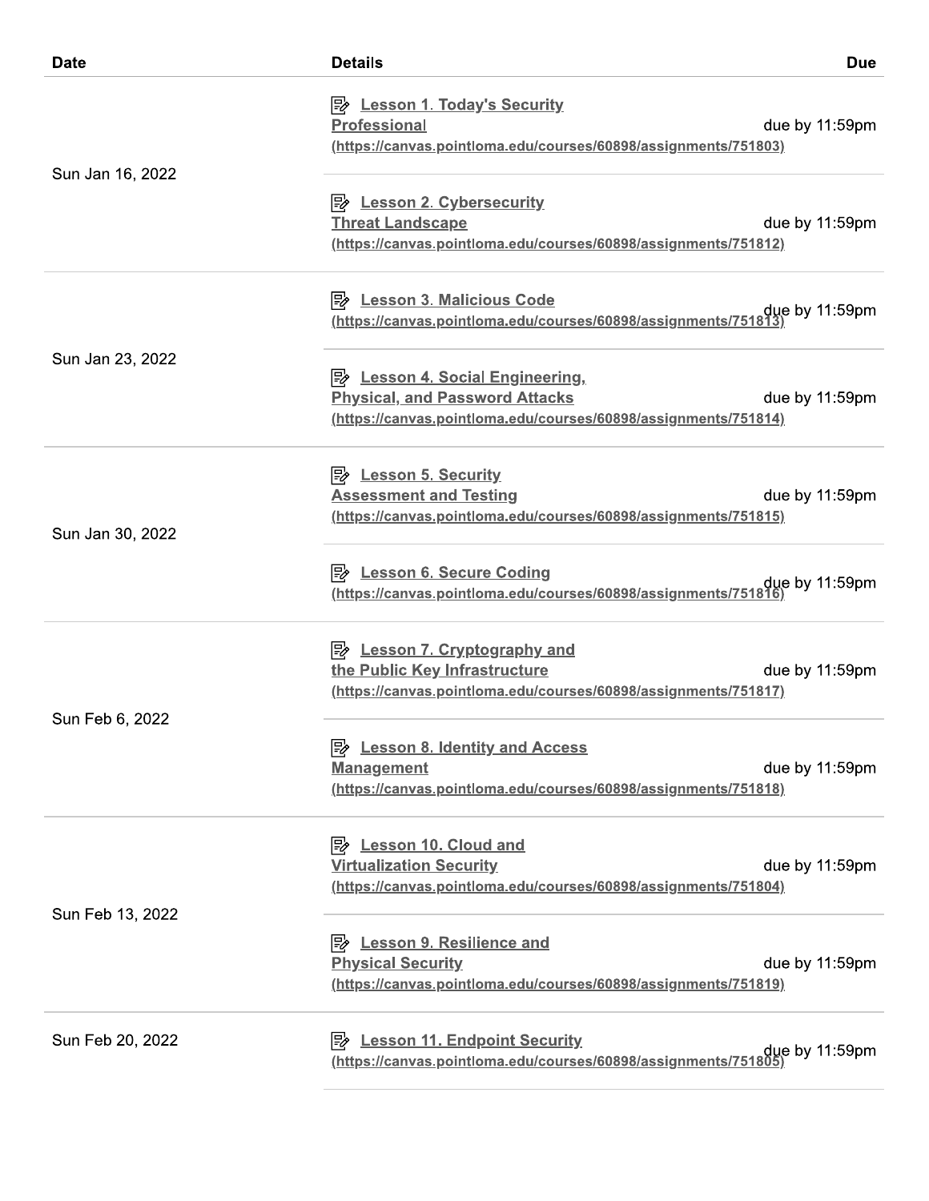| Date | Details | Due |
| --- | --- | --- |
| Sun Jan 16, 2022 | Lesson 1. Today's Security Professional (https://canvas.pointloma.edu/courses/60898/assignments/751803) | due by 11:59pm |
| | Lesson 2. Cybersecurity Threat Landscape (https://canvas.pointloma.edu/courses/60898/assignments/751812) | due by 11:59pm |
| Sun Jan 23, 2022 | Lesson 3. Malicious Code (https://canvas.pointloma.edu/courses/60898/assignments/751813) | due by 11:59pm |
| | Lesson 4. Social Engineering, Physical, and Password Attacks (https://canvas.pointloma.edu/courses/60898/assignments/751814) | due by 11:59pm |
| Sun Jan 30, 2022 | Lesson 5. Security Assessment and Testing (https://canvas.pointloma.edu/courses/60898/assignments/751815) | due by 11:59pm |
| | Lesson 6. Secure Coding (https://canvas.pointloma.edu/courses/60898/assignments/751816) | due by 11:59pm |
| Sun Feb 6, 2022 | Lesson 7. Cryptography and the Public Key Infrastructure (https://canvas.pointloma.edu/courses/60898/assignments/751817) | due by 11:59pm |
| | Lesson 8. Identity and Access Management (https://canvas.pointloma.edu/courses/60898/assignments/751818) | due by 11:59pm |
| Sun Feb 13, 2022 | Lesson 10. Cloud and Virtualization Security (https://canvas.pointloma.edu/courses/60898/assignments/751804) | due by 11:59pm |
| | Lesson 9. Resilience and Physical Security (https://canvas.pointloma.edu/courses/60898/assignments/751819) | due by 11:59pm |
| Sun Feb 20, 2022 | Lesson 11. Endpoint Security (https://canvas.pointloma.edu/courses/60898/assignments/751805) | due by 11:59pm |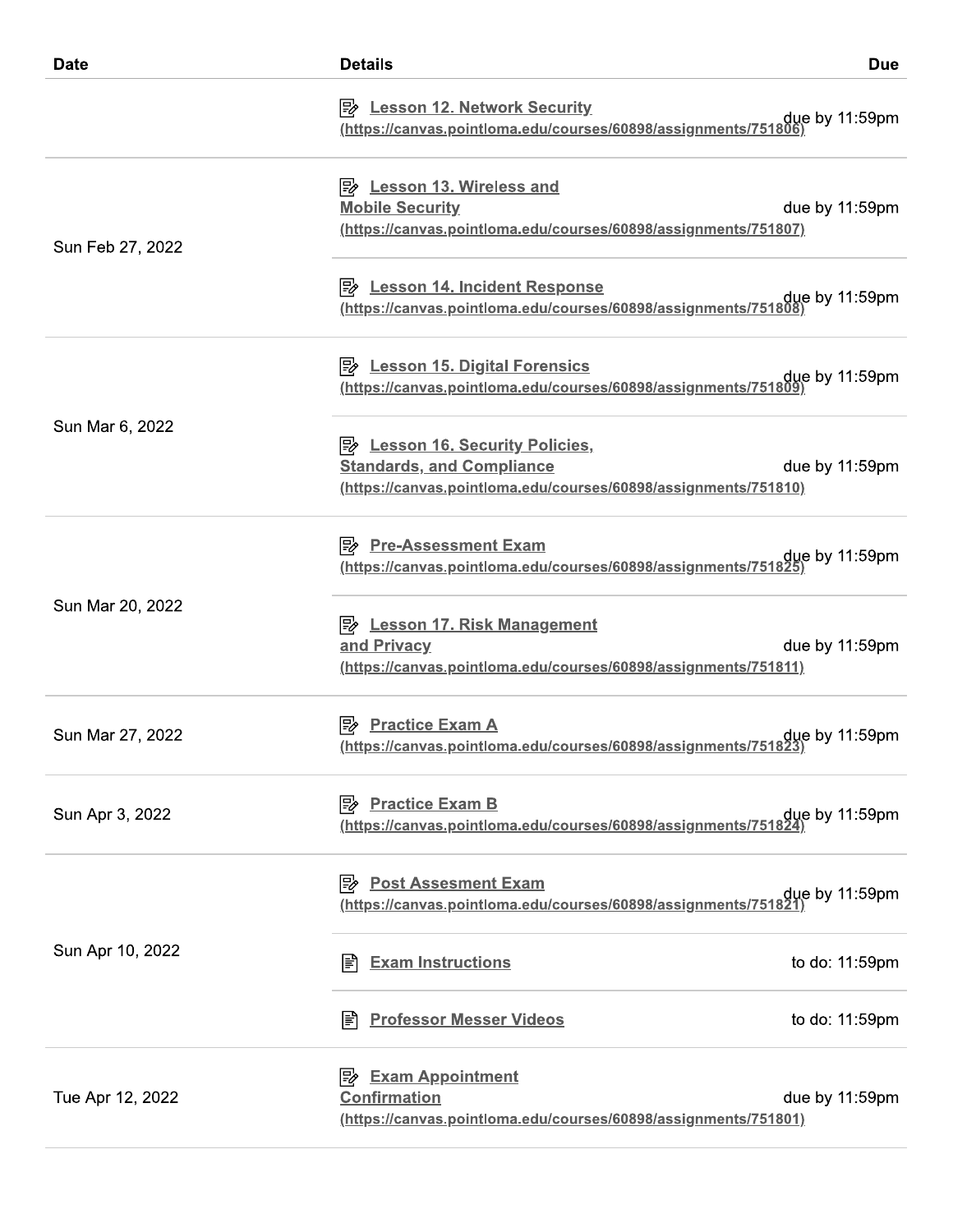| Date | Details | Due |
|---|---|---|
| | Lesson 12. Network Security (https://canvas.pointloma.edu/courses/60898/assignments/751806) | due by 11:59pm |
| Sun Feb 27, 2022 | Lesson 13. Wireless and Mobile Security (https://canvas.pointloma.edu/courses/60898/assignments/751807) | due by 11:59pm |
| | Lesson 14. Incident Response (https://canvas.pointloma.edu/courses/60898/assignments/751808) | due by 11:59pm |
| Sun Mar 6, 2022 | Lesson 15. Digital Forensics (https://canvas.pointloma.edu/courses/60898/assignments/751809) | due by 11:59pm |
| | Lesson 16. Security Policies, Standards, and Compliance (https://canvas.pointloma.edu/courses/60898/assignments/751810) | due by 11:59pm |
| Sun Mar 20, 2022 | Pre-Assessment Exam (https://canvas.pointloma.edu/courses/60898/assignments/751825) | due by 11:59pm |
| | Lesson 17. Risk Management and Privacy (https://canvas.pointloma.edu/courses/60898/assignments/751811) | due by 11:59pm |
| Sun Mar 27, 2022 | Practice Exam A (https://canvas.pointloma.edu/courses/60898/assignments/751823) | due by 11:59pm |
| Sun Apr 3, 2022 | Practice Exam B (https://canvas.pointloma.edu/courses/60898/assignments/751824) | due by 11:59pm |
| Sun Apr 10, 2022 | Post Assesment Exam (https://canvas.pointloma.edu/courses/60898/assignments/751821) | due by 11:59pm |
| | Exam Instructions | to do: 11:59pm |
| | Professor Messer Videos | to do: 11:59pm |
| Tue Apr 12, 2022 | Exam Appointment Confirmation (https://canvas.pointloma.edu/courses/60898/assignments/751801) | due by 11:59pm |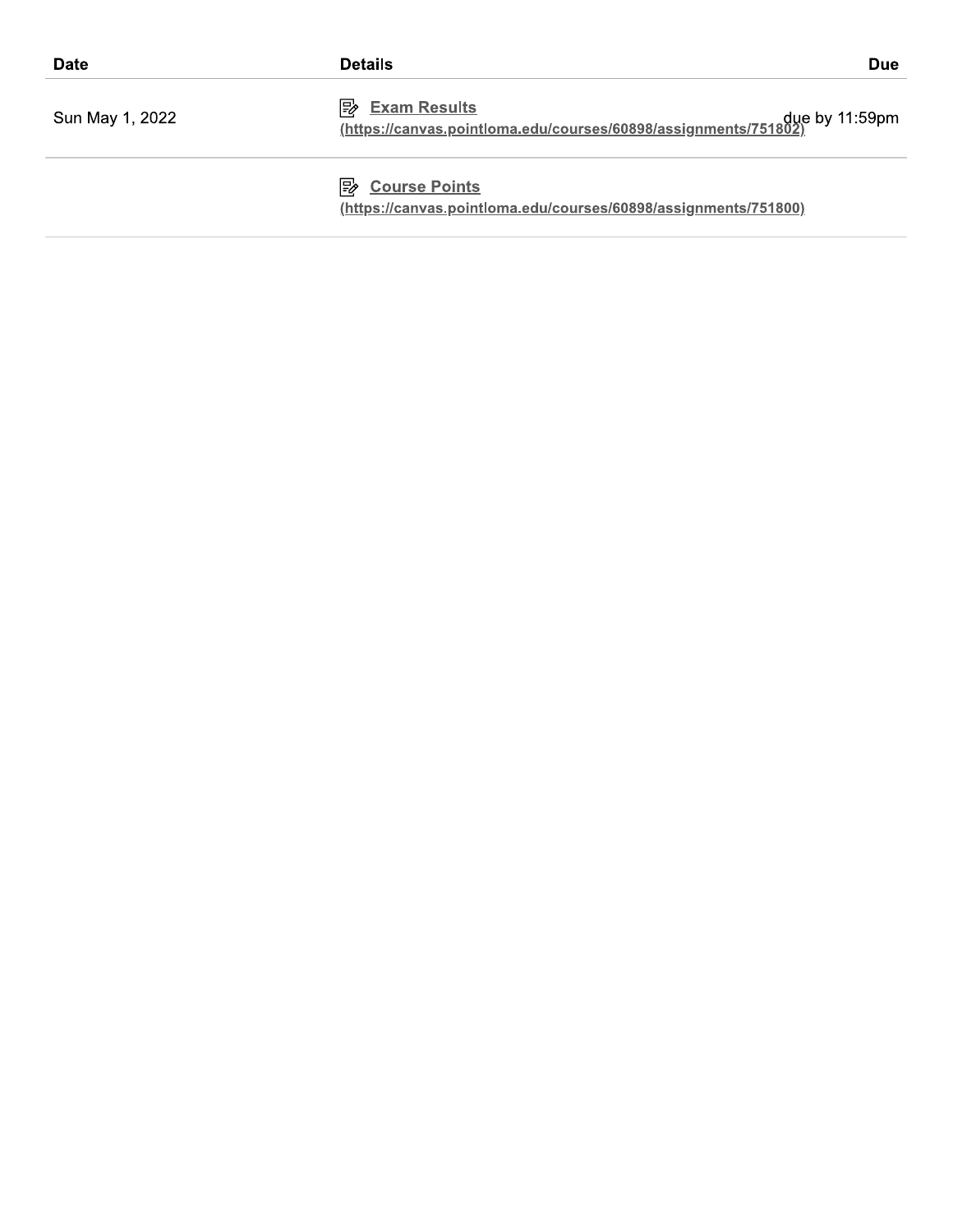| Date | Details | Due |
|---|---|---|
| Sun May 1, 2022 | Exam Results (https://canvas.pointloma.edu/courses/60898/assignments/751802) | due by 11:59pm |
| | Course Points (https://canvas.pointloma.edu/courses/60898/assignments/751800) | |